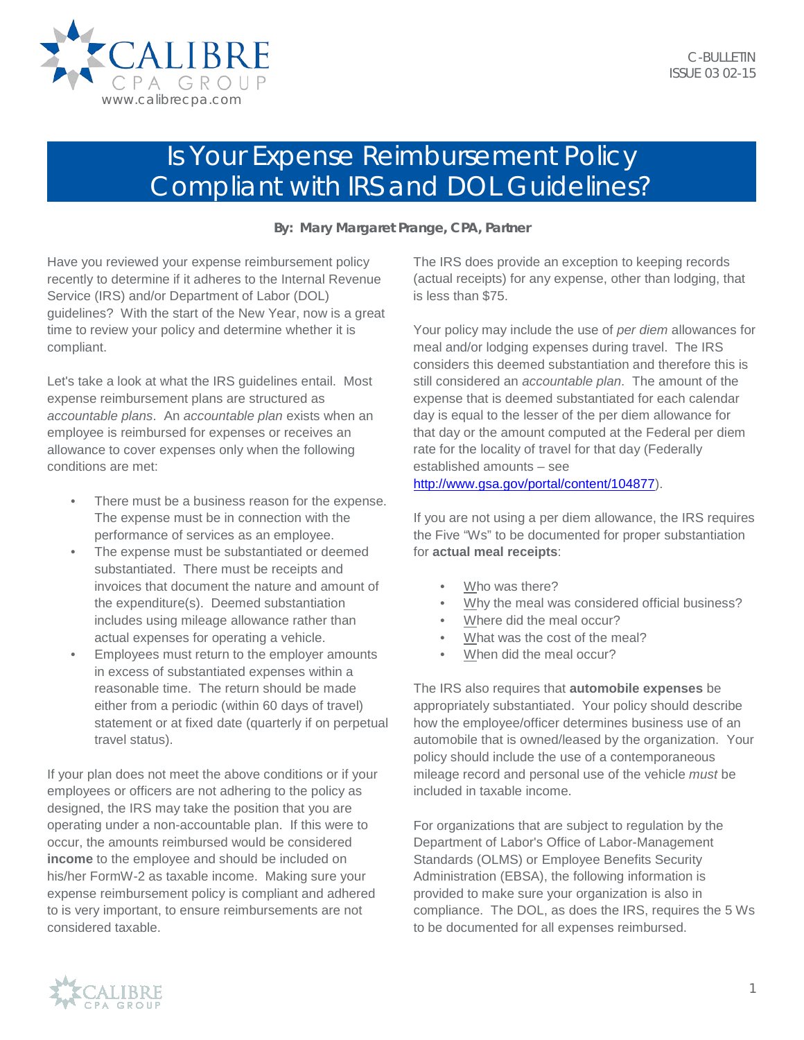CALIBRE CPA GROUP
www.calibrecpa.com

C-BULLETIN
ISSUE 03 02-15

# Is Your Expense Reimbursement Policy Compliant with IRS and DOL Guidelines?

**By: Mary Margaret Prange, CPA, Partner**

Have you reviewed your expense reimbursement policy recently to determine if it adheres to the Internal Revenue Service (IRS) and/or Department of Labor (DOL) guidelines? With the start of the New Year, now is a great time to review your policy and determine whether it is compliant.

Let's take a look at what the IRS guidelines entail. Most expense reimbursement plans are structured as *accountable plans*. An *accountable plan* exists when an employee is reimbursed for expenses or receives an allowance to cover expenses only when the following conditions are met:

- There must be a business reason for the expense. The expense must be in connection with the performance of services as an employee.
- The expense must be substantiated or deemed substantiated. There must be receipts and invoices that document the nature and amount of the expenditure(s). Deemed substantiation includes using mileage allowance rather than actual expenses for operating a vehicle.
- Employees must return to the employer amounts in excess of substantiated expenses within a reasonable time. The return should be made either from a periodic (within 60 days of travel) statement or at fixed date (quarterly if on perpetual travel status).

If your plan does not meet the above conditions or if your employees or officers are not adhering to the policy as designed, the IRS may take the position that you are operating under a non-accountable plan. If this were to occur, the amounts reimbursed would be considered **income** to the employee and should be included on his/her FormW-2 as taxable income. Making sure your expense reimbursement policy is compliant and adhered to is very important, to ensure reimbursements are not considered taxable.

The IRS does provide an exception to keeping records (actual receipts) for any expense, other than lodging, that is less than $75.

Your policy may include the use of *per diem* allowances for meal and/or lodging expenses during travel. The IRS considers this deemed substantiation and therefore this is still considered an *accountable plan*. The amount of the expense that is deemed substantiated for each calendar day is equal to the lesser of the per diem allowance for that day or the amount computed at the Federal per diem rate for the locality of travel for that day (Federally established amounts – see http://www.gsa.gov/portal/content/104877).

If you are not using a per diem allowance, the IRS requires the Five "Ws" to be documented for proper substantiation for **actual meal receipts**:

- Who was there?
- Why the meal was considered official business?
- Where did the meal occur?
- What was the cost of the meal?
- When did the meal occur?

The IRS also requires that **automobile expenses** be appropriately substantiated. Your policy should describe how the employee/officer determines business use of an automobile that is owned/leased by the organization. Your policy should include the use of a contemporaneous mileage record and personal use of the vehicle *must* be included in taxable income.

For organizations that are subject to regulation by the Department of Labor's Office of Labor-Management Standards (OLMS) or Employee Benefits Security Administration (EBSA), the following information is provided to make sure your organization is also in compliance. The DOL, as does the IRS, requires the 5 Ws to be documented for all expenses reimbursed.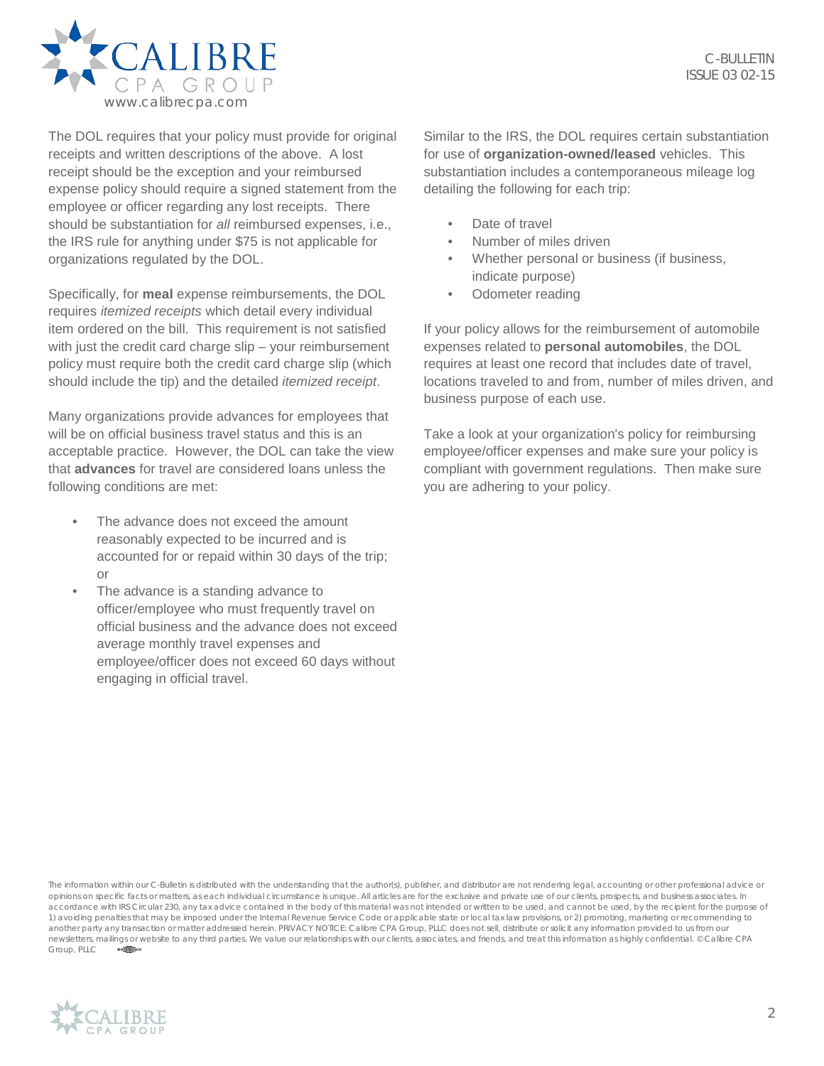The DOL requires that your policy must provide for original receipts and written descriptions of the above. A lost receipt should be the exception and your reimbursed expense policy should require a signed statement from the employee or officer regarding any lost receipts. There should be substantiation for *all* reimbursed expenses, i.e., the IRS rule for anything under $75 is not applicable for organizations regulated by the DOL.

Specifically, for **meal** expense reimbursements, the DOL requires *itemized receipts* which detail every individual item ordered on the bill. This requirement is not satisfied with just the credit card charge slip – your reimbursement policy must require both the credit card charge slip (which should include the tip) and the detailed *itemized receipt*.

Many organizations provide advances for employees that will be on official business travel status and this is an acceptable practice. However, the DOL can take the view that **advances** for travel are considered loans unless the following conditions are met:

- The advance does not exceed the amount reasonably expected to be incurred and is accounted for or repaid within 30 days of the trip; or
- The advance is a standing advance to officer/employee who must frequently travel on official business and the advance does not exceed average monthly travel expenses and employee/officer does not exceed 60 days without engaging in official travel.

Similar to the IRS, the DOL requires certain substantiation for use of **organization-owned/leased** vehicles. This substantiation includes a contemporaneous mileage log detailing the following for each trip:

- Date of travel
- Number of miles driven
- Whether personal or business (if business, indicate purpose)
- Odometer reading

If your policy allows for the reimbursement of automobile expenses related to **personal automobiles**, the DOL requires at least one record that includes date of travel, locations traveled to and from, number of miles driven, and business purpose of each use.

Take a look at your organization's policy for reimbursing employee/officer expenses and make sure your policy is compliant with government regulations. Then make sure you are adhering to your policy.

The information within our C-Bulletin is distributed with the understanding that the author(s), publisher, and distributor are not rendering legal, accounting or other professional advice or opinions on specific facts or matters, as each individual circumstance is unique. All articles are for the exclusive and private use of our clients, prospects, and business associates. In accordance with IRS Circular 230, any tax advice contained in the body of this material was not intended or written to be used, and cannot be used, by the recipient for the purpose of 1) avoiding penalties that may be imposed under the Internal Revenue Service Code or applicable state or local tax law provisions, or 2) promoting, marketing or recommending to another party any transaction or matter addressed herein. PRIVACY NOTICE: Calibre CPA Group, PLLC does not sell, distribute or solicit any information provided to us from our newsletters, mailings or website to any third parties. We value our relationships with our clients, associates, and friends, and treat this information as highly confidential. ©Calibre CPA Group, PLLC